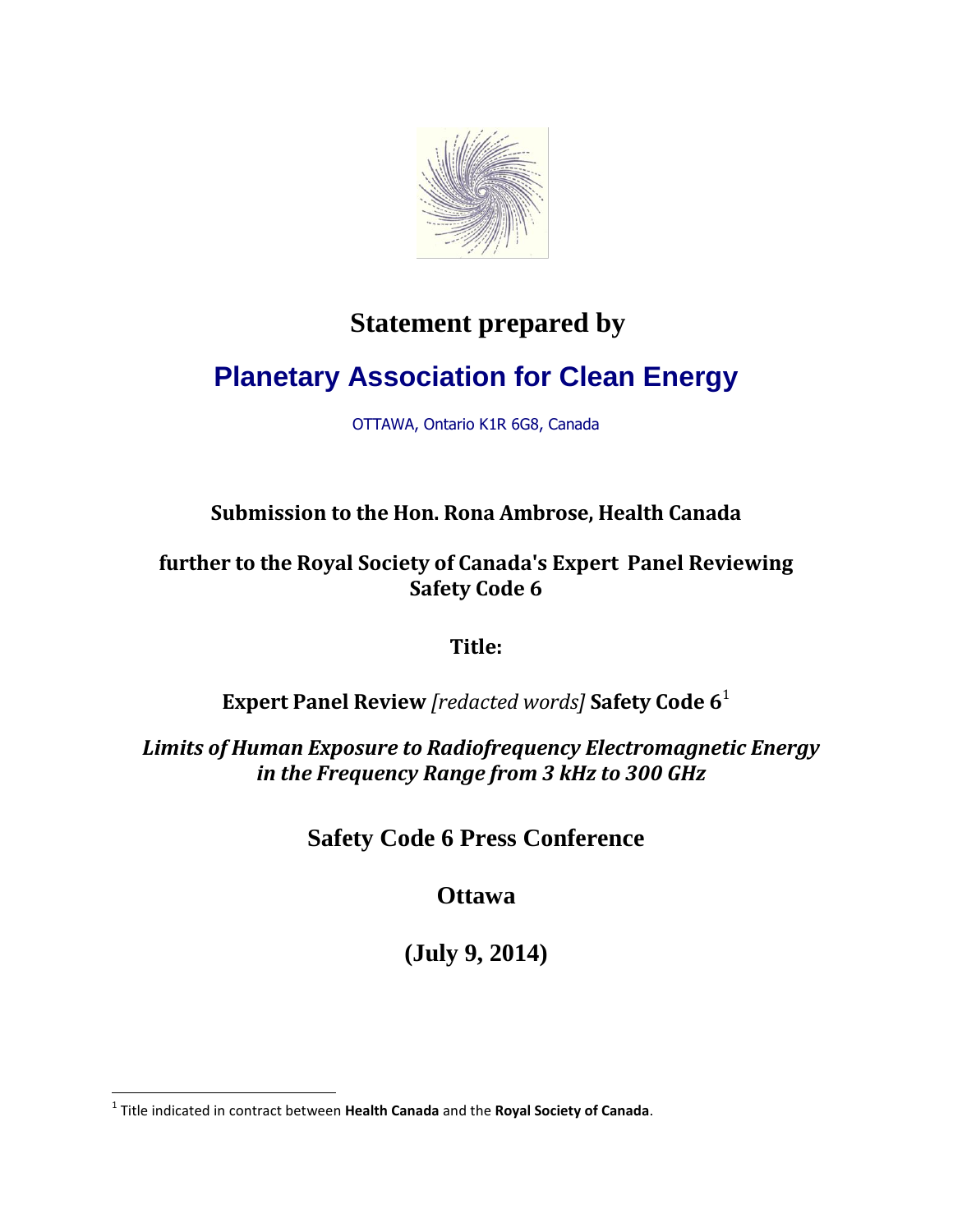# Statement prepared by

## Planetary Association for Clean Energy

OTTAWA, Ontario K1R 6G8, Canada

**Submission to the Hon. Rona Ambrose, Health Canada**

**further to the Royal Society of Canada's Expert Panel Reviewing Safety Code 6**

**Title:**

**Expert Panel Review** *[redacted words]* **Safety Code 6**[1]

***Limits of Human Exposure to Radiofrequency Electromagnetic Energy in the Frequency Range from 3 kHz to 300 GHz***

**Safety Code 6 Press Conference**

**Ottawa**

**(July 9, 2014)**

---

[1] Title indicated in contract between **Health Canada** and the **Royal Society of Canada**.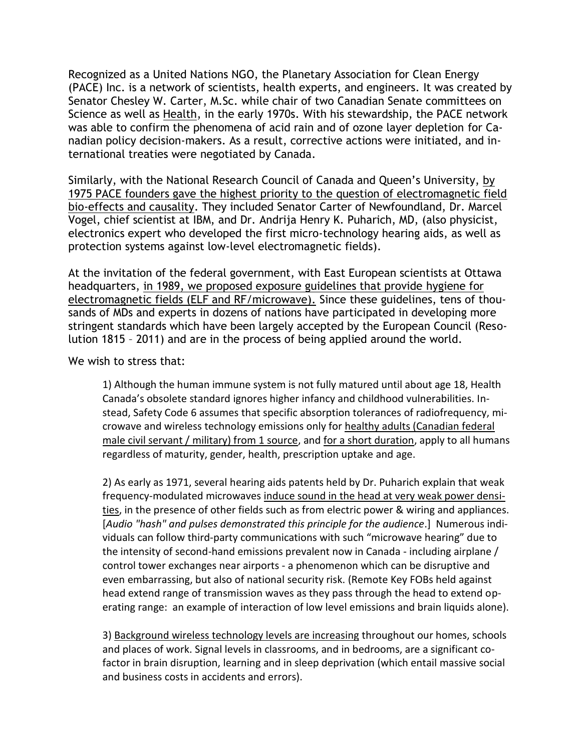Recognized as a United Nations NGO, the Planetary Association for Clean Energy (PACE) Inc. is a network of scientists, health experts, and engineers. It was created by Senator Chesley W. Carter, M.Sc. while chair of two Canadian Senate committees on Science as well as Health, in the early 1970s. With his stewardship, the PACE network was able to confirm the phenomena of acid rain and of ozone layer depletion for Canadian policy decision-makers. As a result, corrective actions were initiated, and international treaties were negotiated by Canada.

Similarly, with the National Research Council of Canada and Queen's University, by 1975 PACE founders gave the highest priority to the question of electromagnetic field bio-effects and causality. They included Senator Carter of Newfoundland, Dr. Marcel Vogel, chief scientist at IBM, and Dr. Andrija Henry K. Puharich, MD, (also physicist, electronics expert who developed the first micro-technology hearing aids, as well as protection systems against low-level electromagnetic fields).

At the invitation of the federal government, with East European scientists at Ottawa headquarters, in 1989, we proposed exposure guidelines that provide hygiene for electromagnetic fields (ELF and RF/microwave). Since these guidelines, tens of thousands of MDs and experts in dozens of nations have participated in developing more stringent standards which have been largely accepted by the European Council (Resolution 1815 – 2011) and are in the process of being applied around the world.

We wish to stress that:

1) Although the human immune system is not fully matured until about age 18, Health Canada's obsolete standard ignores higher infancy and childhood vulnerabilities. Instead, Safety Code 6 assumes that specific absorption tolerances of radiofrequency, microwave and wireless technology emissions only for healthy adults (Canadian federal male civil servant / military) from 1 source, and for a short duration, apply to all humans regardless of maturity, gender, health, prescription uptake and age.

2) As early as 1971, several hearing aids patents held by Dr. Puharich explain that weak frequency-modulated microwaves induce sound in the head at very weak power densities, in the presence of other fields such as from electric power & wiring and appliances. [*Audio "hash" and pulses demonstrated this principle for the audience*.] Numerous individuals can follow third-party communications with such "microwave hearing" due to the intensity of second-hand emissions prevalent now in Canada - including airplane / control tower exchanges near airports - a phenomenon which can be disruptive and even embarrassing, but also of national security risk. (Remote Key FOBs held against head extend range of transmission waves as they pass through the head to extend operating range: an example of interaction of low level emissions and brain liquids alone).

3) Background wireless technology levels are increasing throughout our homes, schools and places of work. Signal levels in classrooms, and in bedrooms, are a significant cofactor in brain disruption, learning and in sleep deprivation (which entail massive social and business costs in accidents and errors).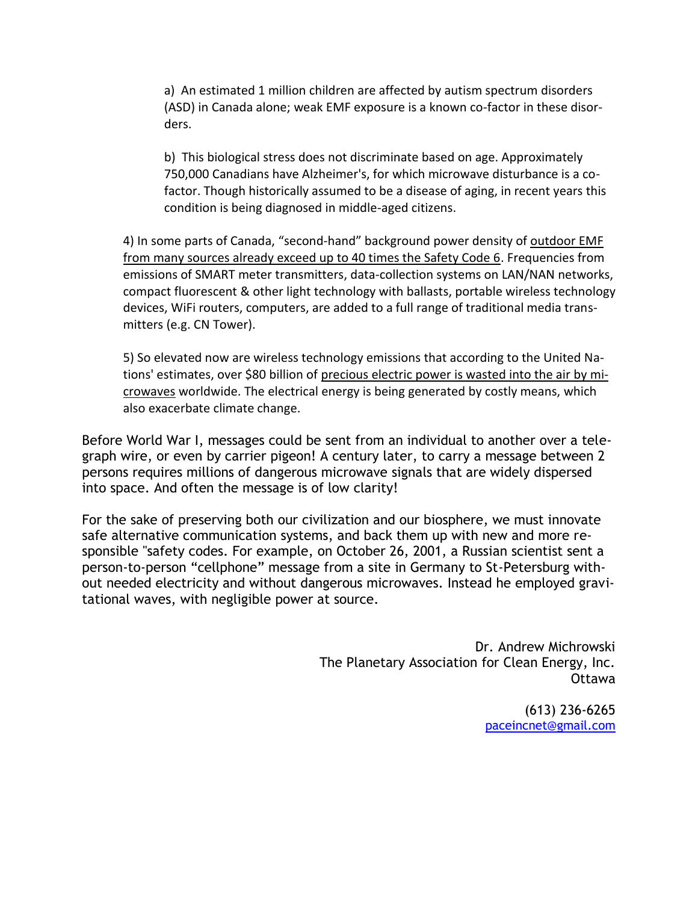a) An estimated 1 million children are affected by autism spectrum disorders (ASD) in Canada alone; weak EMF exposure is a known co-factor in these disorders.

b) This biological stress does not discriminate based on age. Approximately 750,000 Canadians have Alzheimer's, for which microwave disturbance is a co-factor. Though historically assumed to be a disease of aging, in recent years this condition is being diagnosed in middle-aged citizens.

4) In some parts of Canada, "second-hand" background power density of <u>outdoor EMF from many sources already exceed up to 40 times the Safety Code 6</u>. Frequencies from emissions of SMART meter transmitters, data-collection systems on LAN/NAN networks, compact fluorescent & other light technology with ballasts, portable wireless technology devices, WiFi routers, computers, are added to a full range of traditional media transmitters (e.g. CN Tower).

5) So elevated now are wireless technology emissions that according to the United Nations' estimates, over $80 billion of <u>precious electric power is wasted into the air by microwaves</u> worldwide. The electrical energy is being generated by costly means, which also exacerbate climate change.

Before World War I, messages could be sent from an individual to another over a telegraph wire, or even by carrier pigeon! A century later, to carry a message between 2 persons requires millions of dangerous microwave signals that are widely dispersed into space. And often the message is of low clarity!

For the sake of preserving both our civilization and our biosphere, we must innovate safe alternative communication systems, and back them up with new and more responsible "safety codes. For example, on October 26, 2001, a Russian scientist sent a person-to-person "cellphone" message from a site in Germany to St-Petersburg without needed electricity and without dangerous microwaves. Instead he employed gravitational waves, with negligible power at source.

Dr. Andrew Michrowski
The Planetary Association for Clean Energy, Inc.
Ottawa

(613) 236-6265
paceincnet@gmail.com